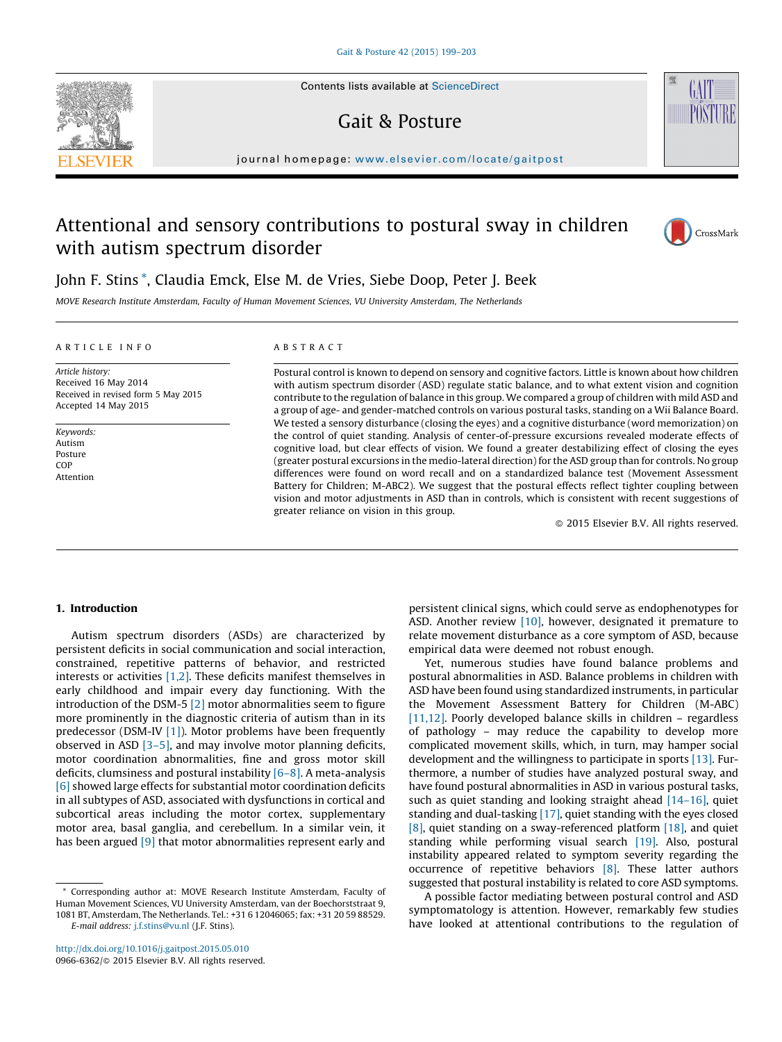# Attentional and sensory contributions to postural sway in children with autism spectrum disorder

John F. Stins *, Claudia Emck, Else M. de Vries, Siebe Doop, Peter J. Beek

MOVE Research Institute Amsterdam, Faculty of Human Movement Sciences, VU University Amsterdam, The Netherlands

## ARTICLE INFO

*Article history:*
Received 16 May 2014
Received in revised form 5 May 2015
Accepted 14 May 2015

*Keywords:*
Autism
Posture
COP
Attention

## ABSTRACT

Postural control is known to depend on sensory and cognitive factors. Little is known about how children with autism spectrum disorder (ASD) regulate static balance, and to what extent vision and cognition contribute to the regulation of balance in this group. We compared a group of children with mild ASD and a group of age- and gender-matched controls on various postural tasks, standing on a Wii Balance Board. We tested a sensory disturbance (closing the eyes) and a cognitive disturbance (word memorization) on the control of quiet standing. Analysis of center-of-pressure excursions revealed moderate effects of cognitive load, but clear effects of vision. We found a greater destabilizing effect of closing the eyes (greater postural excursions in the medio-lateral direction) for the ASD group than for controls. No group differences were found on word recall and on a standardized balance test (Movement Assessment Battery for Children; M-ABC2). We suggest that the postural effects reflect tighter coupling between vision and motor adjustments in ASD than in controls, which is consistent with recent suggestions of greater reliance on vision in this group.

© 2015 Elsevier B.V. All rights reserved.

## 1. Introduction

Autism spectrum disorders (ASDs) are characterized by persistent deficits in social communication and social interaction, constrained, repetitive patterns of behavior, and restricted interests or activities [1,2]. These deficits manifest themselves in early childhood and impair every day functioning. With the introduction of the DSM-5 [2] motor abnormalities seem to figure more prominently in the diagnostic criteria of autism than in its predecessor (DSM-IV [1]). Motor problems have been frequently observed in ASD [3–5], and may involve motor planning deficits, motor coordination abnormalities, fine and gross motor skill deficits, clumsiness and postural instability [6–8]. A meta-analysis [6] showed large effects for substantial motor coordination deficits in all subtypes of ASD, associated with dysfunctions in cortical and subcortical areas including the motor cortex, supplementary motor area, basal ganglia, and cerebellum. In a similar vein, it has been argued [9] that motor abnormalities represent early and persistent clinical signs, which could serve as endophenotypes for ASD. Another review [10], however, designated it premature to relate movement disturbance as a core symptom of ASD, because empirical data were deemed not robust enough.

Yet, numerous studies have found balance problems and postural abnormalities in ASD. Balance problems in children with ASD have been found using standardized instruments, in particular the Movement Assessment Battery for Children (M-ABC) [11,12]. Poorly developed balance skills in children – regardless of pathology – may reduce the capability to develop more complicated movement skills, which, in turn, may hamper social development and the willingness to participate in sports [13]. Furthermore, a number of studies have analyzed postural sway, and have found postural abnormalities in ASD in various postural tasks, such as quiet standing and looking straight ahead [14–16], quiet standing and dual-tasking [17], quiet standing with the eyes closed [8], quiet standing on a sway-referenced platform [18], and quiet standing while performing visual search [19]. Also, postural instability appeared related to symptom severity regarding the occurrence of repetitive behaviors [8]. These latter authors suggested that postural instability is related to core ASD symptoms.

A possible factor mediating between postural control and ASD symptomatology is attention. However, remarkably few studies have looked at attentional contributions to the regulation of

* Corresponding author at: MOVE Research Institute Amsterdam, Faculty of Human Movement Sciences, VU University Amsterdam, van der Boechorststraat 9, 1081 BT, Amsterdam, The Netherlands. Tel.: +31 6 12046065; fax: +31 20 59 88529.
E-mail address: j.f.stins@vu.nl (J.F. Stins).

http://dx.doi.org/10.1016/j.gaitpost.2015.05.010
0966-6362/© 2015 Elsevier B.V. All rights reserved.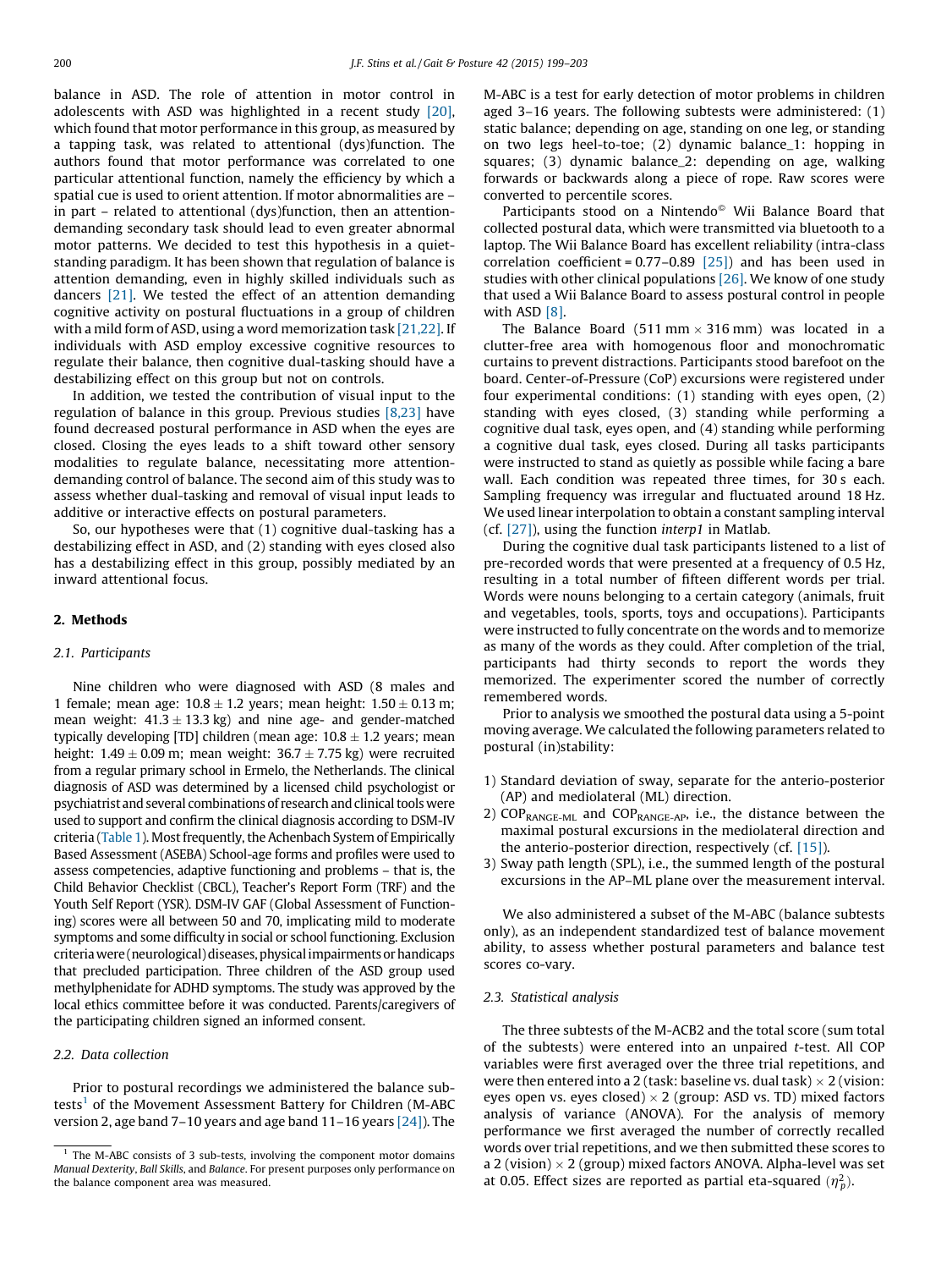balance in ASD. The role of attention in motor control in adolescents with ASD was highlighted in a recent study [20], which found that motor performance in this group, as measured by a tapping task, was related to attentional (dys)function. The authors found that motor performance was correlated to one particular attentional function, namely the efficiency by which a spatial cue is used to orient attention. If motor abnormalities are – in part – related to attentional (dys)function, then an attention-demanding secondary task should lead to even greater abnormal motor patterns. We decided to test this hypothesis in a quiet-standing paradigm. It has been shown that regulation of balance is attention demanding, even in highly skilled individuals such as dancers [21]. We tested the effect of an attention demanding cognitive activity on postural fluctuations in a group of children with a mild form of ASD, using a word memorization task [21,22]. If individuals with ASD employ excessive cognitive resources to regulate their balance, then cognitive dual-tasking should have a destabilizing effect on this group but not on controls.

In addition, we tested the contribution of visual input to the regulation of balance in this group. Previous studies [8,23] have found decreased postural performance in ASD when the eyes are closed. Closing the eyes leads to a shift toward other sensory modalities to regulate balance, necessitating more attention-demanding control of balance. The second aim of this study was to assess whether dual-tasking and removal of visual input leads to additive or interactive effects on postural parameters.

So, our hypotheses were that (1) cognitive dual-tasking has a destabilizing effect in ASD, and (2) standing with eyes closed also has a destabilizing effect in this group, possibly mediated by an inward attentional focus.

## 2. Methods

### 2.1. Participants

Nine children who were diagnosed with ASD (8 males and 1 female; mean age: $10.8 \pm 1.2$ years; mean height: $1.50 \pm 0.13$ m; mean weight: $41.3 \pm 13.3$ kg) and nine age- and gender-matched typically developing [TD] children (mean age: $10.8 \pm 1.2$ years; mean height: $1.49 \pm 0.09$ m; mean weight: $36.7 \pm 7.75$ kg) were recruited from a regular primary school in Ermelo, the Netherlands. The clinical diagnosis of ASD was determined by a licensed child psychologist or psychiatrist and several combinations of research and clinical tools were used to support and confirm the clinical diagnosis according to DSM-IV criteria (Table 1). Most frequently, the Achenbach System of Empirically Based Assessment (ASEBA) School-age forms and profiles were used to assess competencies, adaptive functioning and problems – that is, the Child Behavior Checklist (CBCL), Teacher's Report Form (TRF) and the Youth Self Report (YSR). DSM-IV GAF (Global Assessment of Functioning) scores were all between 50 and 70, implicating mild to moderate symptoms and some difficulty in social or school functioning. Exclusion criteria were (neurological) diseases, physical impairments or handicaps that precluded participation. Three children of the ASD group used methylphenidate for ADHD symptoms. The study was approved by the local ethics committee before it was conducted. Parents/caregivers of the participating children signed an informed consent.

### 2.2. Data collection

Prior to postural recordings we administered the balance subtests[1] of the Movement Assessment Battery for Children (M-ABC version 2, age band 7–10 years and age band 11–16 years [24]). The M-ABC is a test for early detection of motor problems in children aged 3–16 years. The following subtests were administered: (1) static balance; depending on age, standing on one leg, or standing on two legs heel-to-toe; (2) dynamic balance_1: hopping in squares; (3) dynamic balance_2: depending on age, walking forwards or backwards along a piece of rope. Raw scores were converted to percentile scores.

Participants stood on a Nintendo© Wii Balance Board that collected postural data, which were transmitted via bluetooth to a laptop. The Wii Balance Board has excellent reliability (intra-class correlation coefficient = 0.77–0.89 [25]) and has been used in studies with other clinical populations [26]. We know of one study that used a Wii Balance Board to assess postural control in people with ASD [8].

The Balance Board (511 mm × 316 mm) was located in a clutter-free area with homogenous floor and monochromatic curtains to prevent distractions. Participants stood barefoot on the board. Center-of-Pressure (CoP) excursions were registered under four experimental conditions: (1) standing with eyes open, (2) standing with eyes closed, (3) standing while performing a cognitive dual task, eyes open, and (4) standing while performing a cognitive dual task, eyes closed. During all tasks participants were instructed to stand as quietly as possible while facing a bare wall. Each condition was repeated three times, for 30 s each. Sampling frequency was irregular and fluctuated around 18 Hz. We used linear interpolation to obtain a constant sampling interval (cf. [27]), using the function *interp1* in Matlab.

During the cognitive dual task participants listened to a list of pre-recorded words that were presented at a frequency of 0.5 Hz, resulting in a total number of fifteen different words per trial. Words were nouns belonging to a certain category (animals, fruit and vegetables, tools, sports, toys and occupations). Participants were instructed to fully concentrate on the words and to memorize as many of the words as they could. After completion of the trial, participants had thirty seconds to report the words they memorized. The experimenter scored the number of correctly remembered words.

Prior to analysis we smoothed the postural data using a 5-point moving average. We calculated the following parameters related to postural (in)stability:

1) Standard deviation of sway, separate for the anterio-posterior (AP) and mediolateral (ML) direction.
2) $COP_{RANGE\text{-}ML}$ and $COP_{RANGE\text{-}AP}$, i.e., the distance between the maximal postural excursions in the mediolateral direction and the anterio-posterior direction, respectively (cf. [15]).
3) Sway path length (SPL), i.e., the summed length of the postural excursions in the AP–ML plane over the measurement interval.

We also administered a subset of the M-ABC (balance subtests only), as an independent standardized test of balance movement ability, to assess whether postural parameters and balance test scores co-vary.

### 2.3. Statistical analysis

The three subtests of the M-ACB2 and the total score (sum total of the subtests) were entered into an unpaired *t*-test. All COP variables were first averaged over the three trial repetitions, and were then entered into a 2 (task: baseline vs. dual task) × 2 (vision: eyes open vs. eyes closed) × 2 (group: ASD vs. TD) mixed factors analysis of variance (ANOVA). For the analysis of memory performance we first averaged the number of correctly recalled words over trial repetitions, and we then submitted these scores to a 2 (vision) × 2 (group) mixed factors ANOVA. Alpha-level was set at 0.05. Effect sizes are reported as partial eta-squared ($\eta_p^2$).

---

[1] The M-ABC consists of 3 sub-tests, involving the component motor domains *Manual Dexterity*, *Ball Skills*, and *Balance*. For present purposes only performance on the balance component area was measured.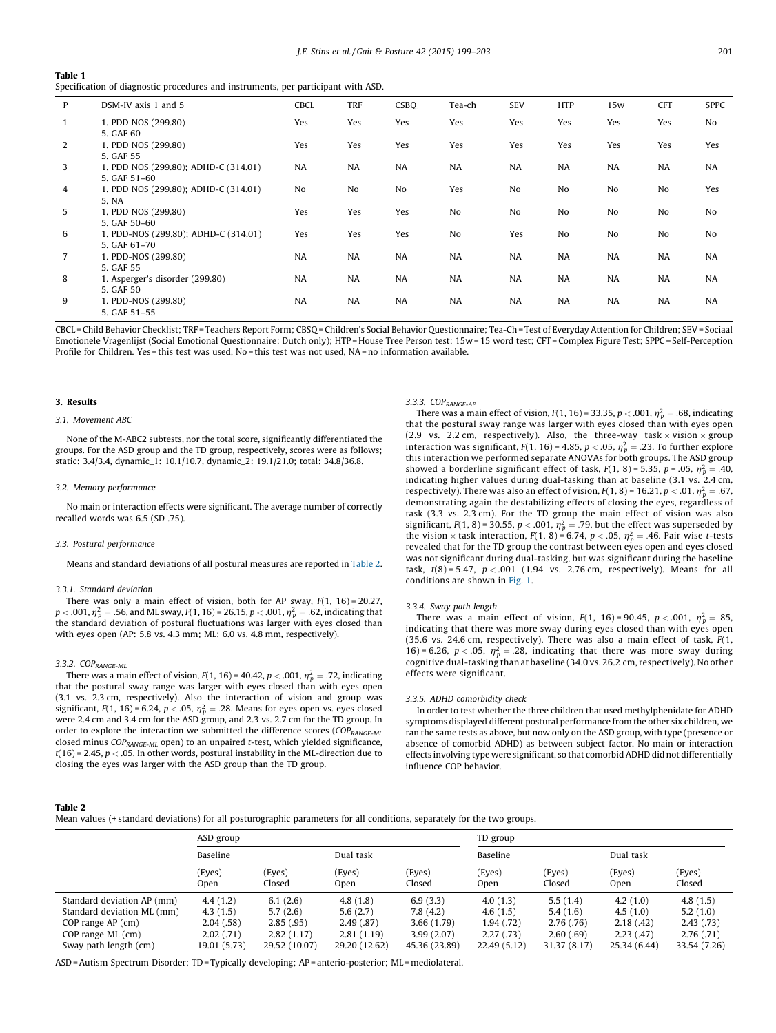**Table 1**
Specification of diagnostic procedures and instruments, per participant with ASD.

| P | DSM-IV axis 1 and 5 | CBCL | TRF | CSBQ | Tea-ch | SEV | HTP | 15w | CFT | SPPC |
|---|---|---|---|---|---|---|---|---|---|---|
| 1 | 1. PDD NOS (299.80)<br>5. GAF 60 | Yes | Yes | Yes | Yes | Yes | Yes | Yes | Yes | No |
| 2 | 1. PDD NOS (299.80)<br>5. GAF 55 | Yes | Yes | Yes | Yes | Yes | Yes | Yes | Yes | Yes |
| 3 | 1. PDD NOS (299.80); ADHD-C (314.01)<br>5. GAF 51–60 | NA | NA | NA | NA | NA | NA | NA | NA | NA |
| 4 | 1. PDD NOS (299.80); ADHD-C (314.01)<br>5. NA | No | No | No | Yes | No | No | No | No | Yes |
| 5 | 1. PDD NOS (299.80)<br>5. GAF 50–60 | Yes | Yes | Yes | No | No | No | No | No | No |
| 6 | 1. PDD-NOS (299.80); ADHD-C (314.01)<br>5. GAF 61–70 | Yes | Yes | Yes | No | Yes | No | No | No | No |
| 7 | 1. PDD-NOS (299.80)<br>5. GAF 55 | NA | NA | NA | NA | NA | NA | NA | NA | NA |
| 8 | 1. Asperger's disorder (299.80)<br>5. GAF 50 | NA | NA | NA | NA | NA | NA | NA | NA | NA |
| 9 | 1. PDD-NOS (299.80)<br>5. GAF 51–55 | NA | NA | NA | NA | NA | NA | NA | NA | NA |

CBCL = Child Behavior Checklist; TRF = Teachers Report Form; CBSQ = Children's Social Behavior Questionnaire; Tea-Ch = Test of Everyday Attention for Children; SEV = Sociaal Emotionele Vragenlijst (Social Emotional Questionnaire; Dutch only); HTP = House Tree Person test; 15w = 15 word test; CFT = Complex Figure Test; SPPC = Self-Perception Profile for Children. Yes = this test was used, No = this test was not used, NA = no information available.

## 3. Results

### 3.1. Movement ABC

None of the M-ABC2 subtests, nor the total score, significantly differentiated the groups. For the ASD group and the TD group, respectively, scores were as follows; static: 3.4/3.4, dynamic_1: 10.1/10.7, dynamic_2: 19.1/21.0; total: 34.8/36.8.

### 3.2. Memory performance

No main or interaction effects were significant. The average number of correctly recalled words was 6.5 (SD .75).

### 3.3. Postural performance

Means and standard deviations of all postural measures are reported in Table 2.

#### 3.3.1. Standard deviation

There was only a main effect of vision, both for AP sway, $F(1, 16) = 20.27$, $p < .001$, $\eta_p^2 = .56$, and ML sway, $F(1,16) = 26.15$, $p < .001$, $\eta_p^2 = .62$, indicating that the standard deviation of postural fluctuations was larger with eyes closed than with eyes open (AP: 5.8 vs. 4.3 mm; ML: 6.0 vs. 4.8 mm, respectively).

#### 3.3.2. $COP_{RANGE\text{-}ML}$

There was a main effect of vision, $F(1, 16) = 40.42$, $p < .001$, $\eta_p^2 = .72$, indicating that the postural sway range was larger with eyes closed than with eyes open (3.1 vs. 2.3 cm, respectively). Also the interaction of vision and group was significant, $F(1, 16) = 6.24$, $p < .05$, $\eta_p^2 = .28$. Means for eyes open vs. eyes closed were 2.4 cm and 3.4 cm for the ASD group, and 2.3 vs. 2.7 cm for the TD group. In order to explore the interaction we submitted the difference scores ($COP_{RANGE\text{-}ML}$ closed minus $COP_{RANGE\text{-}ML}$ open) to an unpaired t-test, which yielded significance, $t(16) = 2.45$, $p < .05$. In other words, postural instability in the ML-direction due to closing the eyes was larger with the ASD group than the TD group.

#### 3.3.3. $COP_{RANGE\text{-}AP}$

There was a main effect of vision, $F(1, 16) = 33.35$, $p < .001$, $\eta_p^2 = .68$, indicating that the postural sway range was larger with eyes closed than with eyes open (2.9 vs. 2.2 cm, respectively). Also, the three-way task × vision × group interaction was significant, $F(1, 16) = 4.85$, $p < .05$, $\eta_p^2 = .23$. To further explore this interaction we performed separate ANOVAs for both groups. The ASD group showed a borderline significant effect of task, $F(1, 8) = 5.35$, $p = .05$, $\eta_p^2 = .40$, indicating higher values during dual-tasking than at baseline (3.1 vs. 2.4 cm, respectively). There was also an effect of vision, $F(1, 8) = 16.21$, $p < .01$, $\eta_p^2 = .67$, demonstrating again the destabilizing effects of closing the eyes, regardless of task (3.3 vs. 2.3 cm). For the TD group the main effect of vision was also significant, $F(1, 8) = 30.55$, $p < .001$, $\eta_p^2 = .79$, but the effect was superseded by the vision × task interaction, $F(1, 8) = 6.74$, $p < .05$, $\eta_p^2 = .46$. Pair wise t-tests revealed that for the TD group the contrast between eyes open and eyes closed was not significant during dual-tasking, but was significant during the baseline task, $t(8) = 5.47$, $p < .001$ (1.94 vs. 2.76 cm, respectively). Means for all conditions are shown in Fig. 1.

#### 3.3.4. Sway path length

There was a main effect of vision, $F(1, 16) = 90.45$, $p < .001$, $\eta_p^2 = .85$, indicating that there was more sway during eyes closed than with eyes open (35.6 vs. 24.6 cm, respectively). There was also a main effect of task, $F(1, 16) = 6.26$, $p < .05$, $\eta_p^2 = .28$, indicating that there was more sway during cognitive dual-tasking than at baseline (34.0 vs. 26.2 cm, respectively). No other effects were significant.

#### 3.3.5. ADHD comorbidity check

In order to test whether the three children that used methylphenidate for ADHD symptoms displayed different postural performance from the other six children, we ran the same tests as above, but now only on the ASD group, with type (presence or absence of comorbid ADHD) as between subject factor. No main or interaction effects involving type were significant, so that comorbid ADHD did not differentially influence COP behavior.

**Table 2**
Mean values (+ standard deviations) for all posturographic parameters for all conditions, separately for the two groups.

| | ASD group | | | | TD group | | | |
|---|---|---|---|---|---|---|---|---|
| | Baseline | | Dual task | | Baseline | | Dual task | |
| | (Eyes) Open | (Eyes) Closed | (Eyes) Open | (Eyes) Closed | (Eyes) Open | (Eyes) Closed | (Eyes) Open | (Eyes) Closed |
| Standard deviation AP (mm) | 4.4 (1.2) | 6.1 (2.6) | 4.8 (1.8) | 6.9 (3.3) | 4.0 (1.3) | 5.5 (1.4) | 4.2 (1.0) | 4.8 (1.5) |
| Standard deviation ML (mm) | 4.3 (1.5) | 5.7 (2.6) | 5.6 (2.7) | 7.8 (4.2) | 4.6 (1.5) | 5.4 (1.6) | 4.5 (1.0) | 5.2 (1.0) |
| COP range AP (cm) | 2.04 (.58) | 2.85 (.95) | 2.49 (.87) | 3.66 (1.79) | 1.94 (.72) | 2.76 (.76) | 2.18 (.42) | 2.43 (.73) |
| COP range ML (cm) | 2.02 (.71) | 2.82 (1.17) | 2.81 (1.19) | 3.99 (2.07) | 2.27 (.73) | 2.60 (.69) | 2.23 (.47) | 2.76 (.71) |
| Sway path length (cm) | 19.01 (5.73) | 29.52 (10.07) | 29.20 (12.62) | 45.36 (23.89) | 22.49 (5.12) | 31.37 (8.17) | 25.34 (6.44) | 33.54 (7.26) |

ASD = Autism Spectrum Disorder; TD = Typically developing; AP = anterio-posterior; ML = mediolateral.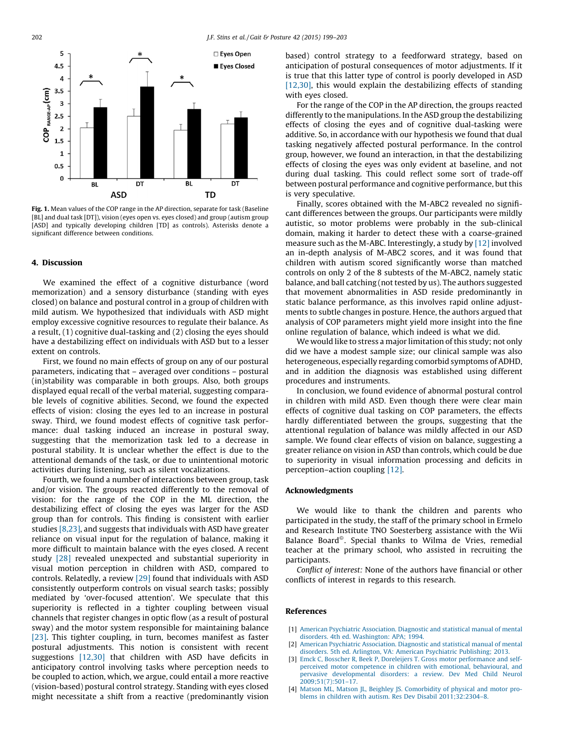Fig. 1. Mean values of the COP range in the AP direction, separate for task (Baseline [BL] and dual task [DT]), vision (eyes open vs. eyes closed) and group (autism group [ASD] and typically developing children [TD] as controls). Asterisks denote a significant difference between conditions.

## 4. Discussion

We examined the effect of a cognitive disturbance (word memorization) and a sensory disturbance (standing with eyes closed) on balance and postural control in a group of children with mild autism. We hypothesized that individuals with ASD might employ excessive cognitive resources to regulate their balance. As a result, (1) cognitive dual-tasking and (2) closing the eyes should have a destabilizing effect on individuals with ASD but to a lesser extent on controls.

First, we found no main effects of group on any of our postural parameters, indicating that – averaged over conditions – postural (in)stability was comparable in both groups. Also, both groups displayed equal recall of the verbal material, suggesting comparable levels of cognitive abilities. Second, we found the expected effects of vision: closing the eyes led to an increase in postural sway. Third, we found modest effects of cognitive task performance: dual tasking induced an increase in postural sway, suggesting that the memorization task led to a decrease in postural stability. It is unclear whether the effect is due to the attentional demands of the task, or due to unintentional motoric activities during listening, such as silent vocalizations.

Fourth, we found a number of interactions between group, task and/or vision. The groups reacted differently to the removal of vision: for the range of the COP in the ML direction, the destabilizing effect of closing the eyes was larger for the ASD group than for controls. This finding is consistent with earlier studies [8,23], and suggests that individuals with ASD have greater reliance on visual input for the regulation of balance, making it more difficult to maintain balance with the eyes closed. A recent study [28] revealed unexpected and substantial superiority in visual motion perception in children with ASD, compared to controls. Relatedly, a review [29] found that individuals with ASD consistently outperform controls on visual search tasks; possibly mediated by 'over-focused attention'. We speculate that this superiority is reflected in a tighter coupling between visual channels that register changes in optic flow (as a result of postural sway) and the motor system responsible for maintaining balance [23]. This tighter coupling, in turn, becomes manifest as faster postural adjustments. This notion is consistent with recent suggestions [12,30] that children with ASD have deficits in anticipatory control involving tasks where perception needs to be coupled to action, which, we argue, could entail a more reactive (vision-based) postural control strategy. Standing with eyes closed might necessitate a shift from a reactive (predominantly vision based) control strategy to a feedforward strategy, based on anticipation of postural consequences of motor adjustments. If it is true that this latter type of control is poorly developed in ASD [12,30], this would explain the destabilizing effects of standing with eyes closed.

For the range of the COP in the AP direction, the groups reacted differently to the manipulations. In the ASD group the destabilizing effects of closing the eyes and of cognitive dual-tasking were additive. So, in accordance with our hypothesis we found that dual tasking negatively affected postural performance. In the control group, however, we found an interaction, in that the destabilizing effects of closing the eyes was only evident at baseline, and not during dual tasking. This could reflect some sort of trade-off between postural performance and cognitive performance, but this is very speculative.

Finally, scores obtained with the M-ABC2 revealed no significant differences between the groups. Our participants were mildly autistic, so motor problems were probably in the sub-clinical domain, making it harder to detect these with a coarse-grained measure such as the M-ABC. Interestingly, a study by [12] involved an in-depth analysis of M-ABC2 scores, and it was found that children with autism scored significantly worse than matched controls on only 2 of the 8 subtests of the M-ABC2, namely static balance, and ball catching (not tested by us). The authors suggested that movement abnormalities in ASD reside predominantly in static balance performance, as this involves rapid online adjustments to subtle changes in posture. Hence, the authors argued that analysis of COP parameters might yield more insight into the fine online regulation of balance, which indeed is what we did.

We would like to stress a major limitation of this study; not only did we have a modest sample size; our clinical sample was also heterogeneous, especially regarding comorbid symptoms of ADHD, and in addition the diagnosis was established using different procedures and instruments.

In conclusion, we found evidence of abnormal postural control in children with mild ASD. Even though there were clear main effects of cognitive dual tasking on COP parameters, the effects hardly differentiated between the groups, suggesting that the attentional regulation of balance was mildly affected in our ASD sample. We found clear effects of vision on balance, suggesting a greater reliance on vision in ASD than controls, which could be due to superiority in visual information processing and deficits in perception–action coupling [12].

## Acknowledgments

We would like to thank the children and parents who participated in the study, the staff of the primary school in Ermelo and Research Institute TNO Soesterberg assistance with the Wii Balance Board©. Special thanks to Wilma de Vries, remedial teacher at the primary school, who assisted in recruiting the participants.

*Conflict of interest:* None of the authors have financial or other conflicts of interest in regards to this research.

## References

[1] American Psychiatric Association. Diagnostic and statistical manual of mental disorders. 4th ed. Washington: APA; 1994.

[2] American Psychiatric Association. Diagnostic and statistical manual of mental disorders. 5th ed. Arlington, VA: American Psychiatric Publishing; 2013.

[3] Emck C, Bosscher R, Beek P, Doreleijers T. Gross motor performance and self-perceived motor competence in children with emotional, behavioural, and pervasive developmental disorders: a review. Dev Med Child Neurol 2009;51(7):501–17.

[4] Matson ML, Matson JL, Beighley JS. Comorbidity of physical and motor problems in children with autism. Res Dev Disabil 2011;32:2304–8.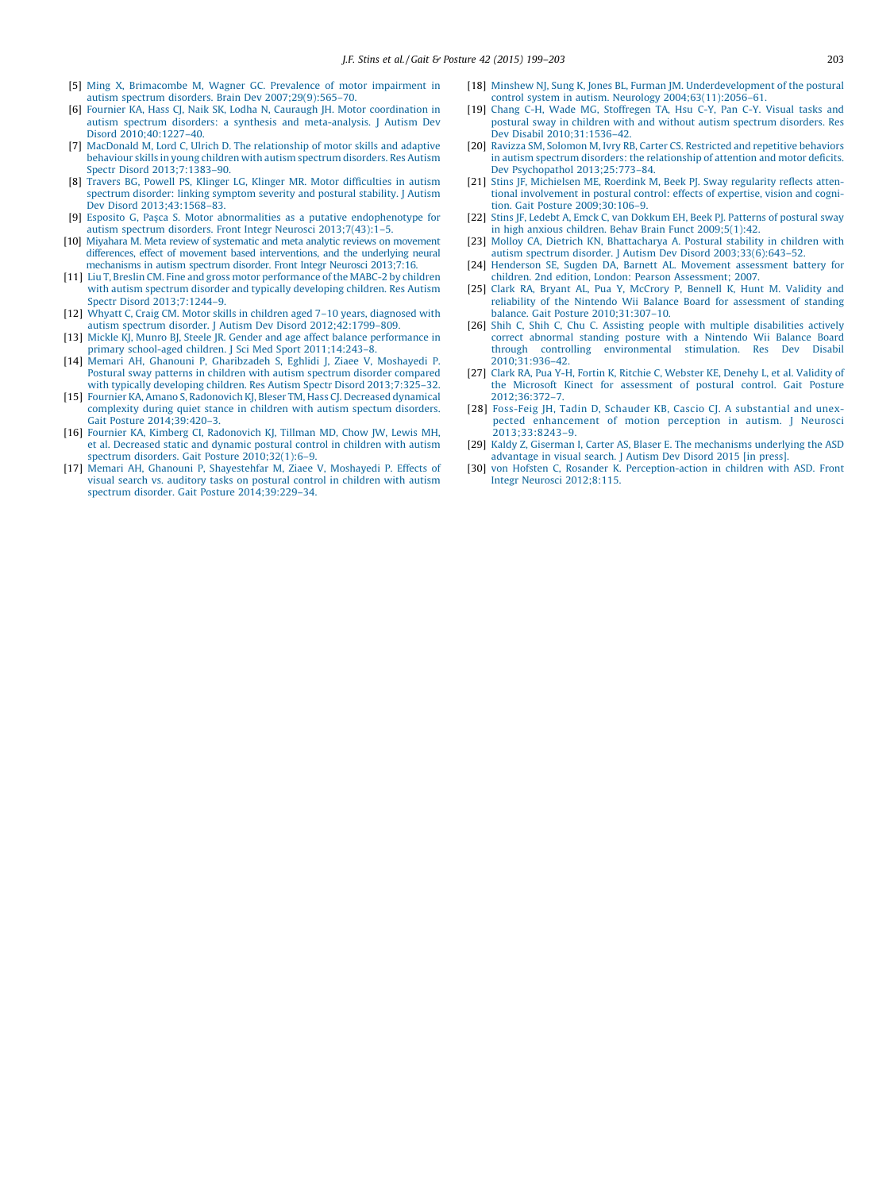[5] Ming X, Brimacombe M, Wagner GC. Prevalence of motor impairment in autism spectrum disorders. Brain Dev 2007;29(9):565–70.

[6] Fournier KA, Hass CJ, Naik SK, Lodha N, Cauraugh JH. Motor coordination in autism spectrum disorders: a synthesis and meta-analysis. J Autism Dev Disord 2010;40:1227–40.

[7] MacDonald M, Lord C, Ulrich D. The relationship of motor skills and adaptive behaviour skills in young children with autism spectrum disorders. Res Autism Spectr Disord 2013;7:1383–90.

[8] Travers BG, Powell PS, Klinger LG, Klinger MR. Motor difficulties in autism spectrum disorder: linking symptom severity and postural stability. J Autism Dev Disord 2013;43:1568–83.

[9] Esposito G, Paşca S. Motor abnormalities as a putative endophenotype for autism spectrum disorders. Front Integr Neurosci 2013;7(43):1–5.

[10] Miyahara M. Meta review of systematic and meta analytic reviews on movement differences, effect of movement based interventions, and the underlying neural mechanisms in autism spectrum disorder. Front Integr Neurosci 2013;7:16.

[11] Liu T, Breslin CM. Fine and gross motor performance of the MABC-2 by children with autism spectrum disorder and typically developing children. Res Autism Spectr Disord 2013;7:1244–9.

[12] Whyatt C, Craig CM. Motor skills in children aged 7–10 years, diagnosed with autism spectrum disorder. J Autism Dev Disord 2012;42:1799–809.

[13] Mickle KJ, Munro BJ, Steele JR. Gender and age affect balance performance in primary school-aged children. J Sci Med Sport 2011;14:243–8.

[14] Memari AH, Ghanouni P, Gharibzadeh S, Eghlidi J, Ziaee V, Moshayedi P. Postural sway patterns in children with autism spectrum disorder compared with typically developing children. Res Autism Spectr Disord 2013;7:325–32.

[15] Fournier KA, Amano S, Radonovich KJ, Bleser TM, Hass CJ. Decreased dynamical complexity during quiet stance in children with autism spectum disorders. Gait Posture 2014;39:420–3.

[16] Fournier KA, Kimberg CI, Radonovich KJ, Tillman MD, Chow JW, Lewis MH, et al. Decreased static and dynamic postural control in children with autism spectrum disorders. Gait Posture 2010;32(1):6–9.

[17] Memari AH, Ghanouni P, Shayestehfar M, Ziaee V, Moshayedi P. Effects of visual search vs. auditory tasks on postural control in children with autism spectrum disorder. Gait Posture 2014;39:229–34.

[18] Minshew NJ, Sung K, Jones BL, Furman JM. Underdevelopment of the postural control system in autism. Neurology 2004;63(11):2056–61.

[19] Chang C-H, Wade MG, Stoffregen TA, Hsu C-Y, Pan C-Y. Visual tasks and postural sway in children with and without autism spectrum disorders. Res Dev Disabil 2010;31:1536–42.

[20] Ravizza SM, Solomon M, Ivry RB, Carter CS. Restricted and repetitive behaviors in autism spectrum disorders: the relationship of attention and motor deficits. Dev Psychopathol 2013;25:773–84.

[21] Stins JF, Michielsen ME, Roerdink M, Beek PJ. Sway regularity reflects attentional involvement in postural control: effects of expertise, vision and cognition. Gait Posture 2009;30:106–9.

[22] Stins JF, Ledebt A, Emck C, van Dokkum EH, Beek PJ. Patterns of postural sway in high anxious children. Behav Brain Funct 2009;5(1):42.

[23] Molloy CA, Dietrich KN, Bhattacharya A. Postural stability in children with autism spectrum disorder. J Autism Dev Disord 2003;33(6):643–52.

[24] Henderson SE, Sugden DA, Barnett AL. Movement assessment battery for children. 2nd edition, London: Pearson Assessment; 2007.

[25] Clark RA, Bryant AL, Pua Y, McCrory P, Bennell K, Hunt M. Validity and reliability of the Nintendo Wii Balance Board for assessment of standing balance. Gait Posture 2010;31:307–10.

[26] Shih C, Shih C, Chu C. Assisting people with multiple disabilities actively correct abnormal standing posture with a Nintendo Wii Balance Board through controlling environmental stimulation. Res Dev Disabil 2010;31:936–42.

[27] Clark RA, Pua Y-H, Fortin K, Ritchie C, Webster KE, Denehy L, et al. Validity of the Microsoft Kinect for assessment of postural control. Gait Posture 2012;36:372–7.

[28] Foss-Feig JH, Tadin D, Schauder KB, Cascio CJ. A substantial and unexpected enhancement of motion perception in autism. J Neurosci 2013;33:8243–9.

[29] Kaldy Z, Giserman I, Carter AS, Blaser E. The mechanisms underlying the ASD advantage in visual search. J Autism Dev Disord 2015 [in press].

[30] von Hofsten C, Rosander K. Perception-action in children with ASD. Front Integr Neurosci 2012;8:115.